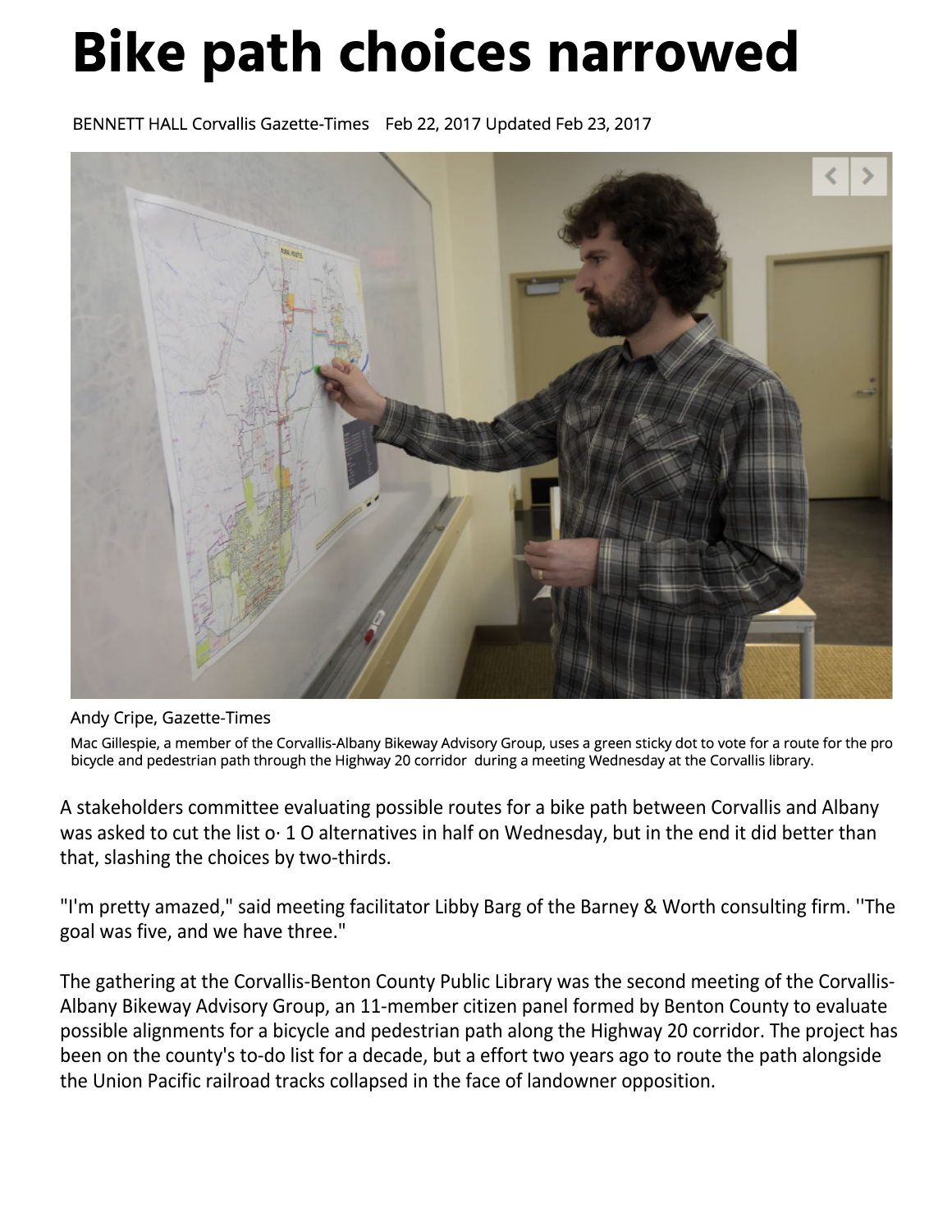# Bike path choices narrowed

BENNETT HALL Corvallis Gazette-Times   Feb 22, 2017 Updated Feb 23, 2017

Andy Cripe, Gazette-Times

Mac Gillespie, a member of the Corvallis-Albany Bikeway Advisory Group, uses a green sticky dot to vote for a route for the pro bicycle and pedestrian path through the Highway 20 corridor  during a meeting Wednesday at the Corvallis library.

A stakeholders committee evaluating possible routes for a bike path between Corvallis and Albany was asked to cut the list o· 1 O alternatives in half on Wednesday, but in the end it did better than that, slashing the choices by two-thirds.

"I'm pretty amazed," said meeting facilitator Libby Barg of the Barney & Worth consulting firm. ''The goal was five, and we have three."

The gathering at the Corvallis-Benton County Public Library was the second meeting of the Corvallis-Albany Bikeway Advisory Group, an 11-member citizen panel formed by Benton County to evaluate possible alignments for a bicycle and pedestrian path along the Highway 20 corridor. The project has been on the county's to-do list for a decade, but a effort two years ago to route the path alongside the Union Pacific railroad tracks collapsed in the face of landowner opposition.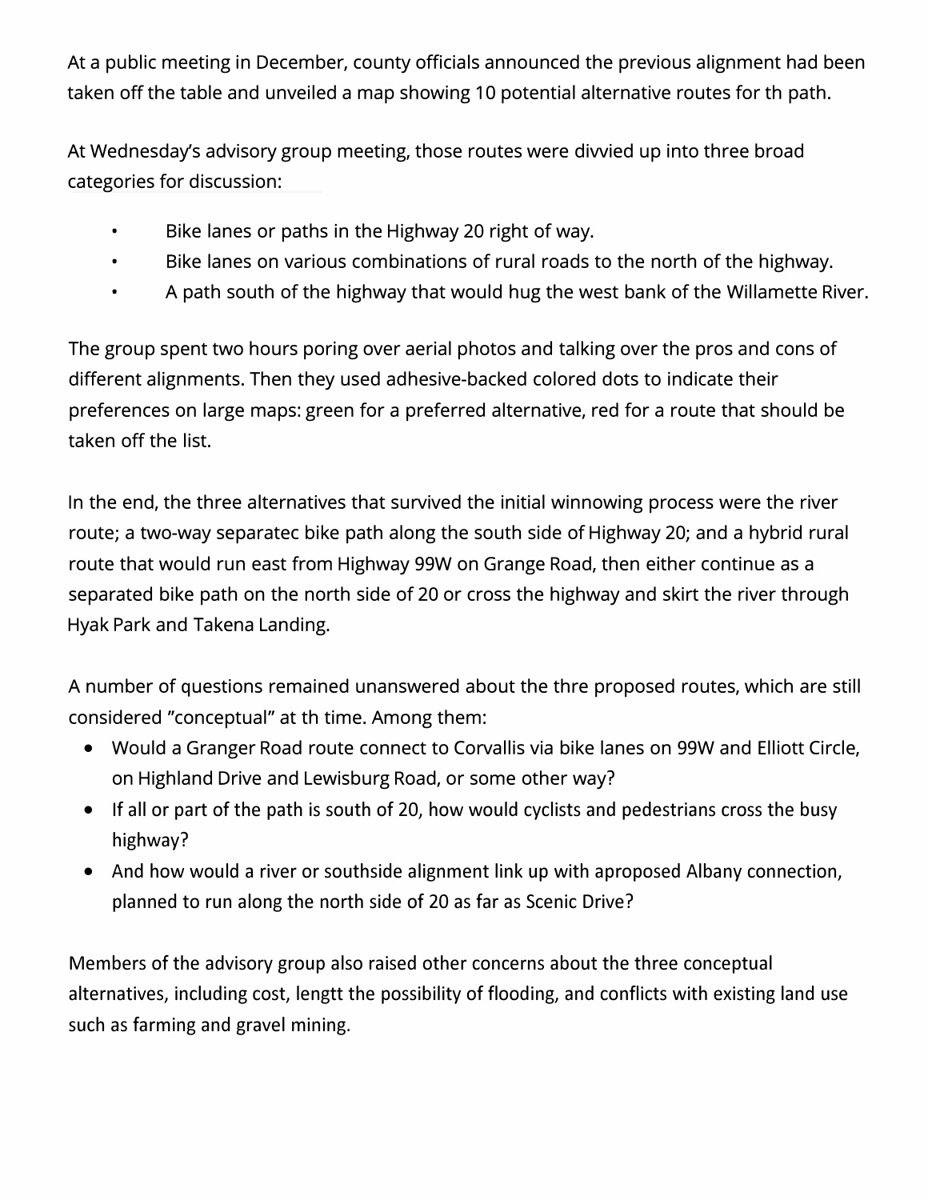At a public meeting in December, county officials announced the previous alignment had been taken off the table and unveiled a map showing 10 potential alternative routes for th path.

At Wednesday's advisory group meeting, those routes were divvied up into three broad categories for discussion:

- Bike lanes or paths in the Highway 20 right of way.
- Bike lanes on various combinations of rural roads to the north of the highway.
- A path south of the highway that would hug the west bank of the Willamette River.

The group spent two hours poring over aerial photos and talking over the pros and cons of different alignments. Then they used adhesive-backed colored dots to indicate their preferences on large maps: green for a preferred alternative, red for a route that should be taken off the list.

In the end, the three alternatives that survived the initial winnowing process were the river route; a two-way separatec bike path along the south side of Highway 20; and a hybrid rural route that would run east from Highway 99W on Grange Road, then either continue as a separated bike path on the north side of 20 or cross the highway and skirt the river through Hyak Park and Takena Landing.

A number of questions remained unanswered about the thre proposed routes, which are still considered "conceptual" at th time. Among them:

- Would a Granger Road route connect to Corvallis via bike lanes on 99W and Elliott Circle, on Highland Drive and Lewisburg Road, or some other way?
- If all or part of the path is south of 20, how would cyclists and pedestrians cross the busy highway?
- And how would a river or southside alignment link up with aproposed Albany connection, planned to run along the north side of 20 as far as Scenic Drive?

Members of the advisory group also raised other concerns about the three conceptual alternatives, including cost, lengtt the possibility of flooding, and conflicts with existing land use such as farming and gravel mining.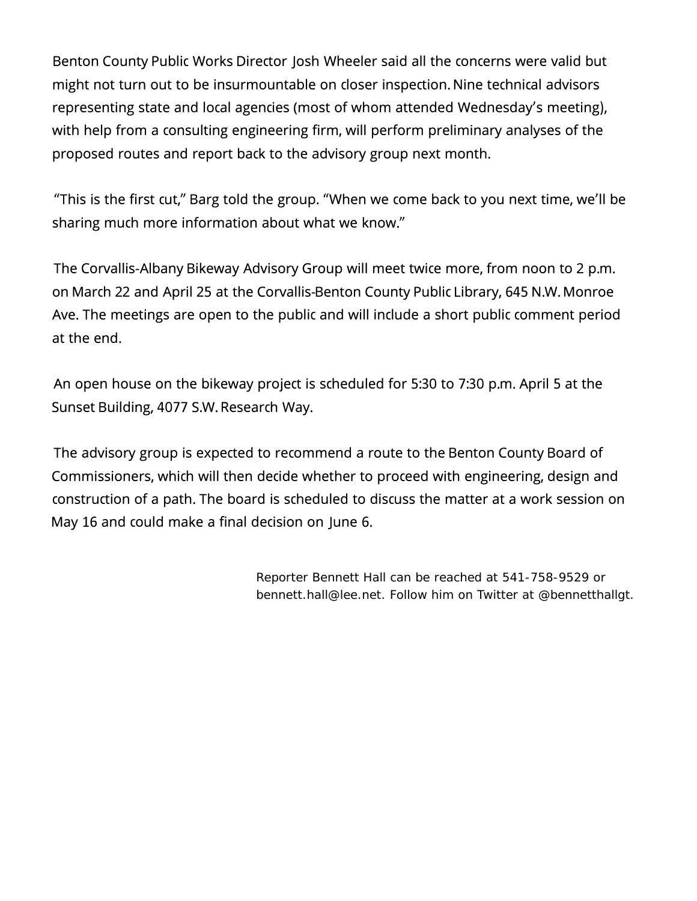Benton County Public Works Director Josh Wheeler said all the concerns were valid but might not turn out to be insurmountable on closer inspection. Nine technical advisors representing state and local agencies (most of whom attended Wednesday's meeting), with help from a consulting engineering firm, will perform preliminary analyses of the proposed routes and report back to the advisory group next month.

"This is the first cut," Barg told the group. "When we come back to you next time, we'll be sharing much more information about what we know."

The Corvallis-Albany Bikeway Advisory Group will meet twice more, from noon to 2 p.m. on March 22 and April 25 at the Corvallis-Benton County Public Library, 645 N.W. Monroe Ave. The meetings are open to the public and will include a short public comment period at the end.

An open house on the bikeway project is scheduled for 5:30 to 7:30 p.m. April 5 at the Sunset Building, 4077 S.W. Research Way.

The advisory group is expected to recommend a route to the Benton County Board of Commissioners, which will then decide whether to proceed with engineering, design and construction of a path. The board is scheduled to discuss the matter at a work session on May 16 and could make a final decision on June 6.

Reporter Bennett Hall can be reached at 541-758-9529 or bennett.hall@lee.net. Follow him on Twitter at @bennetthallgt.